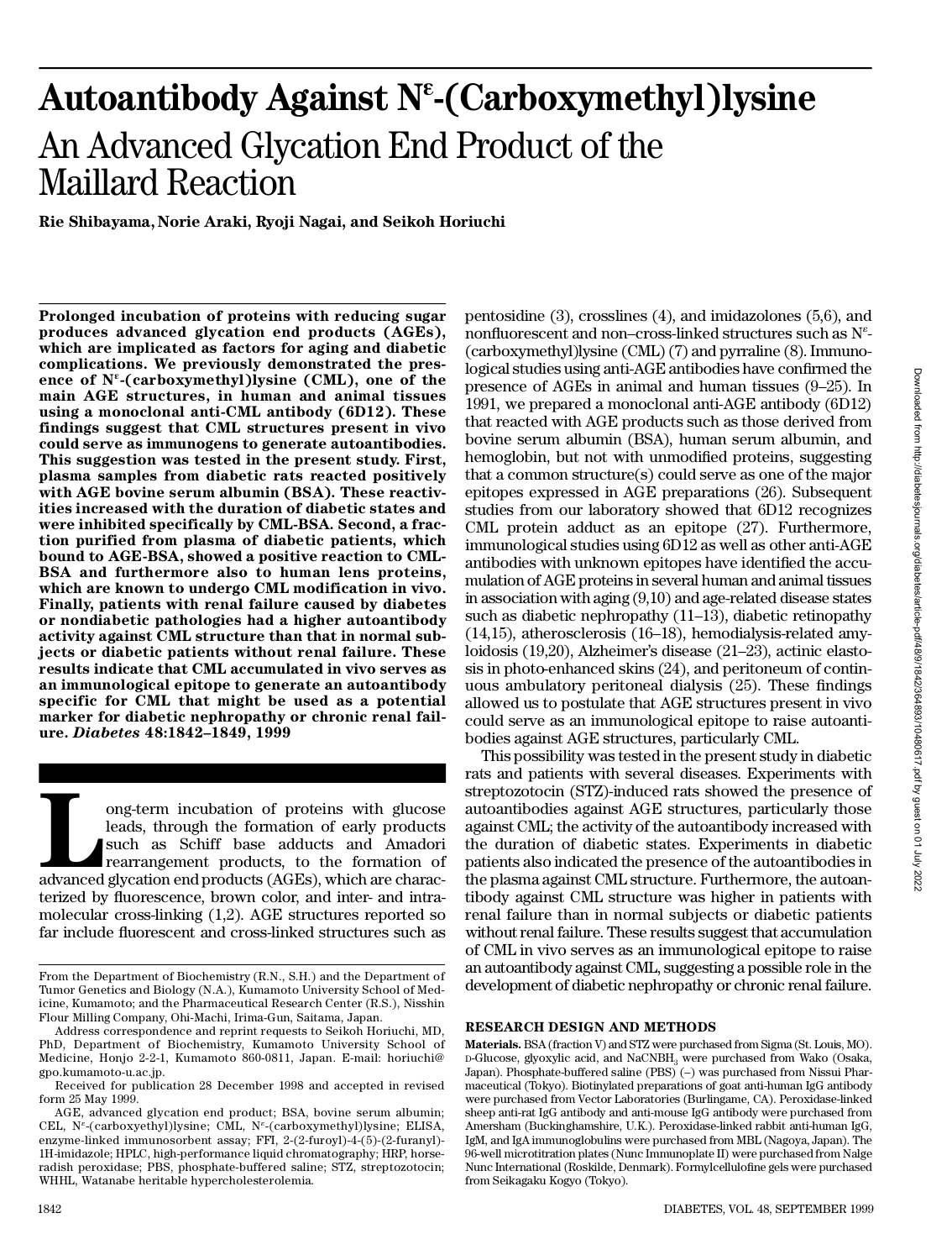# Autoantibody Against $N^{\varepsilon}$-(Carboxymethyl)lysine

## An Advanced Glycation End Product of the Maillard Reaction

**Rie Shibayama, Norie Araki, Ryoji Nagai, and Seikoh Horiuchi**

**Prolonged incubation of proteins with reducing sugar produces advanced glycation end products (AGEs), which are implicated as factors for aging and diabetic complications. We previously demonstrated the presence of $N^{\varepsilon}$-(carboxymethyl)lysine (CML), one of the main AGE structures, in human and animal tissues using a monoclonal anti-CML antibody (6D12). These findings suggest that CML structures present in vivo could serve as immunogens to generate autoantibodies. This suggestion was tested in the present study. First, plasma samples from diabetic rats reacted positively with AGE bovine serum albumin (BSA). These reactivities increased with the duration of diabetic states and were inhibited specifically by CML-BSA. Second, a fraction purified from plasma of diabetic patients, which bound to AGE-BSA, showed a positive reaction to CML-BSA and furthermore also to human lens proteins, which are known to undergo CML modification in vivo. Finally, patients with renal failure caused by diabetes or nondiabetic pathologies had a higher autoantibody activity against CML structure than that in normal subjects or diabetic patients without renal failure. These results indicate that CML accumulated in vivo serves as an immunological epitope to generate an autoantibody specific for CML that might be used as a potential marker for diabetic nephropathy or chronic renal failure.** ***Diabetes* 48:1842–1849, 1999**

Long-term incubation of proteins with glucose leads, through the formation of early products such as Schiff base adducts and Amadori rearrangement products, to the formation of advanced glycation end products (AGEs), which are characterized by fluorescence, brown color, and inter- and intramolecular cross-linking (1,2). AGE structures reported so far include fluorescent and cross-linked structures such as pentosidine (3), crosslines (4), and imidazolones (5,6), and nonfluorescent and non–cross-linked structures such as $N^{\varepsilon}$-(carboxymethyl)lysine (CML) (7) and pyrraline (8). Immunological studies using anti-AGE antibodies have confirmed the presence of AGEs in animal and human tissues (9–25). In 1991, we prepared a monoclonal anti-AGE antibody (6D12) that reacted with AGE products such as those derived from bovine serum albumin (BSA), human serum albumin, and hemoglobin, but not with unmodified proteins, suggesting that a common structure(s) could serve as one of the major epitopes expressed in AGE preparations (26). Subsequent studies from our laboratory showed that 6D12 recognizes CML protein adduct as an epitope (27). Furthermore, immunological studies using 6D12 as well as other anti-AGE antibodies with unknown epitopes have identified the accumulation of AGE proteins in several human and animal tissues in association with aging (9,10) and age-related disease states such as diabetic nephropathy (11–13), diabetic retinopathy (14,15), atherosclerosis (16–18), hemodialysis-related amyloidosis (19,20), Alzheimer's disease (21–23), actinic elastosis in photo-enhanced skins (24), and peritoneum of continuous ambulatory peritoneal dialysis (25). These findings allowed us to postulate that AGE structures present in vivo could serve as an immunological epitope to raise autoantibodies against AGE structures, particularly CML.

This possibility was tested in the present study in diabetic rats and patients with several diseases. Experiments with streptozotocin (STZ)-induced rats showed the presence of autoantibodies against AGE structures, particularly those against CML; the activity of the autoantibody increased with the duration of diabetic states. Experiments in diabetic patients also indicated the presence of the autoantibodies in the plasma against CML structure. Furthermore, the autoantibody against CML structure was higher in patients with renal failure than in normal subjects or diabetic patients without renal failure. These results suggest that accumulation of CML in vivo serves as an immunological epitope to raise an autoantibody against CML, suggesting a possible role in the development of diabetic nephropathy or chronic renal failure.

From the Department of Biochemistry (R.N., S.H.) and the Department of Tumor Genetics and Biology (N.A.), Kumamoto University School of Medicine, Kumamoto; and the Pharmaceutical Research Center (R.S.), Nisshin Flour Milling Company, Ohi-Machi, Irima-Gun, Saitama, Japan.

Address correspondence and reprint requests to Seikoh Horiuchi, MD, PhD, Department of Biochemistry, Kumamoto University School of Medicine, Honjo 2-2-1, Kumamoto 860-0811, Japan. E-mail: horiuchi@gpo.kumamoto-u.ac.jp.

Received for publication 28 December 1998 and accepted in revised form 25 May 1999.

AGE, advanced glycation end product; BSA, bovine serum albumin; CEL, $N^{\varepsilon}$-(carboxyethyl)lysine; CML, $N^{\varepsilon}$-(carboxymethyl)lysine; ELISA, enzyme-linked immunosorbent assay; FFI, 2-(2-furoyl)-4-(5)-(2-furanyl)-1H-imidazole; HPLC, high-performance liquid chromatography; HRP, horseradish peroxidase; PBS, phosphate-buffered saline; STZ, streptozotocin; WHHL, Watanabe heritable hypercholesterolemia.

## RESEARCH DESIGN AND METHODS

**Materials.** BSA (fraction V) and STZ were purchased from Sigma (St. Louis, MO). D-Glucose, glyoxylic acid, and $NaCNBH_3$ were purchased from Wako (Osaka, Japan). Phosphate-buffered saline (PBS) (–) was purchased from Nissui Pharmaceutical (Tokyo). Biotinylated preparations of goat anti-human IgG antibody were purchased from Vector Laboratories (Burlingame, CA). Peroxidase-linked sheep anti-rat IgG antibody and anti-mouse IgG antibody were purchased from Amersham (Buckinghamshire, U.K.). Peroxidase-linked rabbit anti-human IgG, IgM, and IgA immunoglobulins were purchased from MBL (Nagoya, Japan). The 96-well microtitration plates (Nunc Immunoplate II) were purchased from Nalge Nunc International (Roskilde, Denmark). Formylcellulofine gels were purchased from Seikagaku Kogyo (Tokyo).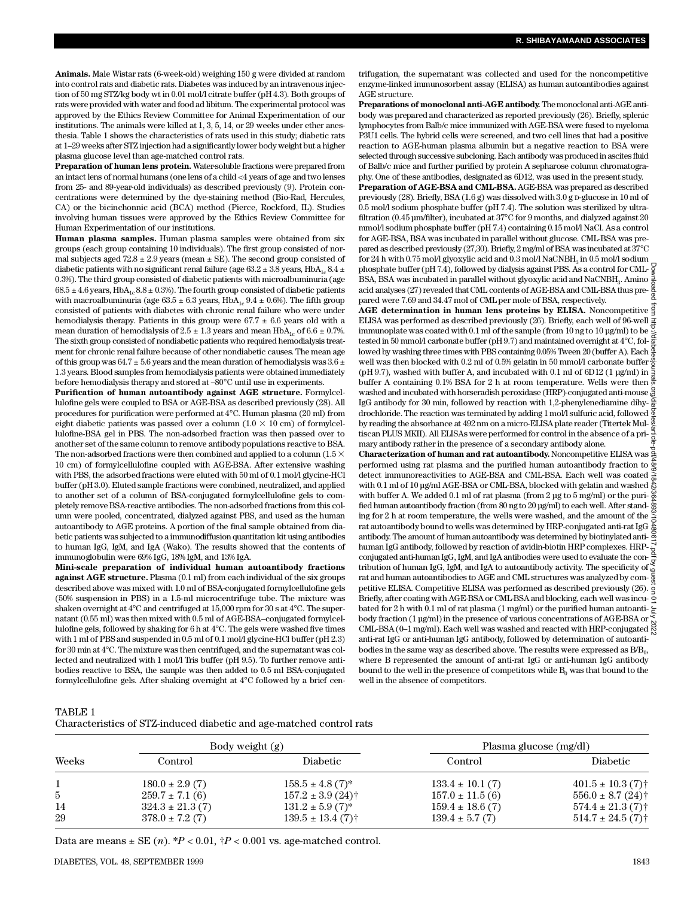**Animals.** Male Wistar rats (6-week-old) weighing 150 g were divided at random into control rats and diabetic rats. Diabetes was induced by an intravenous injection of 50 mg STZ/kg body wt in 0.01 mol/l citrate buffer (pH 4.3). Both groups of rats were provided with water and food ad libitum. The experimental protocol was approved by the Ethics Review Committee for Animal Experimentation of our institutions. The animals were killed at 1, 3, 5, 14, or 29 weeks under ether anesthesia. Table 1 shows the characteristics of rats used in this study; diabetic rats at 1–29 weeks after STZ injection had a significantly lower body weight but a higher plasma glucose level than age-matched control rats.

**Preparation of human lens protein.** Water-soluble fractions were prepared from an intact lens of normal humans (one lens of a child <4 years of age and two lenses from 25- and 89-year-old individuals) as described previously (9). Protein concentrations were determined by the dye-staining method (Bio-Rad, Hercules, CA) or the bicinchonnic acid (BCA) method (Pierce, Rockford, IL). Studies involving human tissues were approved by the Ethics Review Committee for Human Experimentation of our institutions.

**Human plasma samples.** Human plasma samples were obtained from six groups (each group containing 10 individuals). The first group consisted of normal subjects aged 72.8 ± 2.9 years (mean ± SE). The second group consisted of diabetic patients with no significant renal failure (age 63.2 ± 3.8 years, $HbA_{1c}$ 8.4 ± 0.3%). The third group consisted of diabetic patients with microalbuminuria (age 68.5 ± 4.6 years, $HbA_{1c}$ 8.8 ± 0.3%). The fourth group consisted of diabetic patients with macroalbuminuria (age 63.5 ± 6.3 years, $HbA_{1c}$ 9.4 ± 0.6%). The fifth group consisted of patients with diabetes with chronic renal failure who were under hemodialysis therapy. Patients in this group were 67.7 ± 6.6 years old with a mean duration of hemodialysis of 2.5 ± 1.3 years and mean $HbA_{1c}$ of 6.6 ± 0.7%. The sixth group consisted of nondiabetic patients who required hemodialysis treatment for chronic renal failure because of other nondiabetic causes. The mean age of this group was 64.7 ± 5.6 years and the mean duration of hemodialysis was 3.6 ± 1.3 years. Blood samples from hemodialysis patients were obtained immediately before hemodialysis therapy and stored at –80°C until use in experiments.

**Purification of human autoantibody against AGE structure.** Formylcellulofine gels were coupled to BSA or AGE-BSA as described previously (28). All procedures for purification were performed at 4°C. Human plasma (20 ml) from eight diabetic patients was passed over a column (1.0 × 10 cm) of formylcellulofine-BSA gel in PBS. The non-adsorbed fraction was then passed over to another set of the same column to remove antibody populations reactive to BSA. The non-adsorbed fractions were then combined and applied to a column (1.5 × 10 cm) of formylcellulofine coupled with AGE-BSA. After extensive washing with PBS, the adsorbed fractions were eluted with 50 ml of 0.1 mol/l glycine-HCl buffer (pH 3.0). Eluted sample fractions were combined, neutralized, and applied to another set of a column of BSA-conjugated formylcellulofine gels to completely remove BSA-reactive antibodies. The non-adsorbed fractions from this column were pooled, concentrated, dialyzed against PBS, and used as the human autoantibody to AGE proteins. A portion of the final sample obtained from diabetic patients was subjected to a immunodiffusion quantitation kit using antibodies to human IgG, IgM, and IgA (Wako). The results showed that the contents of immunoglobulin were 69% IgG, 18% IgM, and 13% IgA.

**Mini-scale preparation of individual human autoantibody fractions against AGE structure.** Plasma (0.1 ml) from each individual of the six groups described above was mixed with 1.0 ml of BSA-conjugated formylcellulofine gels (50% suspension in PBS) in a 1.5-ml microcentrifuge tube. The mixture was shaken overnight at 4°C and centrifuged at 15,000 rpm for 30 s at 4°C. The supernatant (0.55 ml) was then mixed with 0.5 ml of AGE-BSA–conjugated formylcellulofine gels, followed by shaking for 6 h at 4°C. The gels were washed five times with 1 ml of PBS and suspended in 0.5 ml of 0.1 mol/l glycine-HCl buffer (pH 2.3) for 30 min at 4°C. The mixture was then centrifuged, and the supernatant was collected and neutralized with 1 mol/l Tris buffer (pH 9.5). To further remove antibodies reactive to BSA, the sample was then added to 0.5 ml BSA-conjugated formylcellulofine gels. After shaking overnight at 4°C followed by a brief centrifugation, the supernatant was collected and used for the noncompetitive enzyme-linked immunosorbent assay (ELISA) as human autoantibodies against AGE structure.

**Preparations of monoclonal anti-AGE antibody.** The monoclonal anti-AGE antibody was prepared and characterized as reported previously (26). Briefly, splenic lymphocytes from Balb/c mice immunized with AGE-BSA were fused to myeloma P3U1 cells. The hybrid cells were screened, and two cell lines that had a positive reaction to AGE-human plasma albumin but a negative reaction to BSA were selected through successive subcloning. Each antibody was produced in ascites fluid of Balb/c mice and further purified by protein A sepharose column chromatography. One of these antibodies, designated as 6D12, was used in the present study.

**Preparation of AGE-BSA and CML-BSA.** AGE-BSA was prepared as described previously (28). Briefly, BSA (1.6 g) was dissolved with 3.0 g D-glucose in 10 ml of 0.5 mol/l sodium phosphate buffer (pH 7.4). The solution was sterilized by ultrafiltration (0.45 µm/filter), incubated at 37°C for 9 months, and dialyzed against 20 mmol/l sodium phosphate buffer (pH 7.4) containing 0.15 mol/l NaCl. As a control for AGE-BSA, BSA was incubated in parallel without glucose. CML-BSA was prepared as described previously (27,30). Briefly, 2 mg/ml of BSA was incubated at 37°C for 24 h with 0.75 mol/l glyoxylic acid and 0.3 mol/l $NaCNBH_3$ in 0.5 mol/l sodium phosphate buffer (pH 7.4), followed by dialysis against PBS. As a control for CML-BSA, BSA was incubated in parallel without glyoxylic acid and $NaCNBH_3$. Amino acid analyses (27) revealed that CML contents of AGE-BSA and CML-BSA thus prepared were 7.69 and 34.47 mol of CML per mole of BSA, respectively.

**AGE determination in human lens proteins by ELISA.** Noncompetitive ELISA was performed as described previously (26). Briefly, each well of 96-well immunoplate was coated with 0.1 ml of the sample (from 10 ng to 10 µg/ml) to be tested in 50 mmol/l carbonate buffer (pH 9.7) and maintained overnight at 4°C, followed by washing three times with PBS containing 0.05% Tween 20 (buffer A). Each well was then blocked with 0.2 ml of 0.5% gelatin in 50 mmol/l carbonate buffer (pH 9.7), washed with buffer A, and incubated with 0.1 ml of 6D12 (1 µg/ml) in buffer A containing 0.1% BSA for 2 h at room temperature. Wells were then washed and incubated with horseradish peroxidase (HRP)-conjugated anti-mouse IgG antibody for 30 min, followed by reaction with 1,2-phenylenediamine dihydrochloride. The reaction was terminated by adding 1 mol/l sulfuric acid, followed by reading the absorbance at 492 nm on a micro-ELISA plate reader (Titertek Multiscan PLUS MKII). All ELISAs were performed for control in the absence of a primary antibody rather in the presence of a secondary antibody alone.

**Characterization of human and rat autoantibody.** Noncompetitive ELISA was performed using rat plasma and the purified human autoantibody fraction to detect immunoreactivities to AGE-BSA and CML-BSA. Each well was coated with 0.1 ml of 10 µg/ml AGE-BSA or CML-BSA, blocked with gelatin and washed with buffer A. We added 0.1 ml of rat plasma (from 2 µg to 5 mg/ml) or the purified human autoantibody fraction (from 80 ng to 20 µg/ml) to each well. After standing for 2 h at room temperature, the wells were washed, and the amount of the rat autoantibody bound to wells was determined by HRP-conjugated anti-rat IgG antibody. The amount of human autoantibody was determined by biotinylated anti-human IgG antibody, followed by reaction of avidin-biotin HRP complexes. HRP-conjugated anti-human IgG, IgM, and IgA antibodies were used to evaluate the contribution of human IgG, IgM, and IgA to autoantibody activity. The specificity of rat and human autoantibodies to AGE and CML structures was analyzed by competitive ELISA. Competitive ELISA was performed as described previously (26). Briefly, after coating with AGE-BSA or CML-BSA and blocking, each well was incubated for 2 h with 0.1 ml of rat plasma (1 mg/ml) or the purified human autoantibody fraction (1 µg/ml) in the presence of various concentrations of AGE-BSA or CML-BSA (0–1 mg/ml). Each well was washed and reacted with HRP-conjugated anti-rat IgG or anti-human IgG antibody, followed by determination of autoantibodies in the same way as described above. The results were expressed as $B/B_0$, where B represented the amount of anti-rat IgG or anti-human IgG antibody bound to the well in the presence of competitors while $B_0$ was that bound to the well in the absence of competitors.

TABLE 1
Characteristics of STZ-induced diabetic and age-matched control rats

| Weeks | Body weight (g) | | Plasma glucose (mg/dl) | |
|---|---|---|---|---|
| | Control | Diabetic | Control | Diabetic |
| 1 | 180.0 ± 2.9 (7) | 158.5 ± 4.8 (7)* | 133.4 ± 10.1 (7) | 401.5 ± 10.3 (7)† |
| 5 | 259.7 ± 7.1 (6) | 157.2 ± 3.9 (24)† | 157.0 ± 11.5 (6) | 556.0 ± 8.7 (24)† |
| 14 | 324.3 ± 21.3 (7) | 131.2 ± 5.9 (7)* | 159.4 ± 18.6 (7) | 574.4 ± 21.3 (7)† |
| 29 | 378.0 ± 7.2 (7) | 139.5 ± 13.4 (7)† | 139.4 ± 5.7 (7) | 514.7 ± 24.5 (7)† |

Data are means ± SE (*n*). *$P < 0.01$, †$P < 0.001$ vs. age-matched control.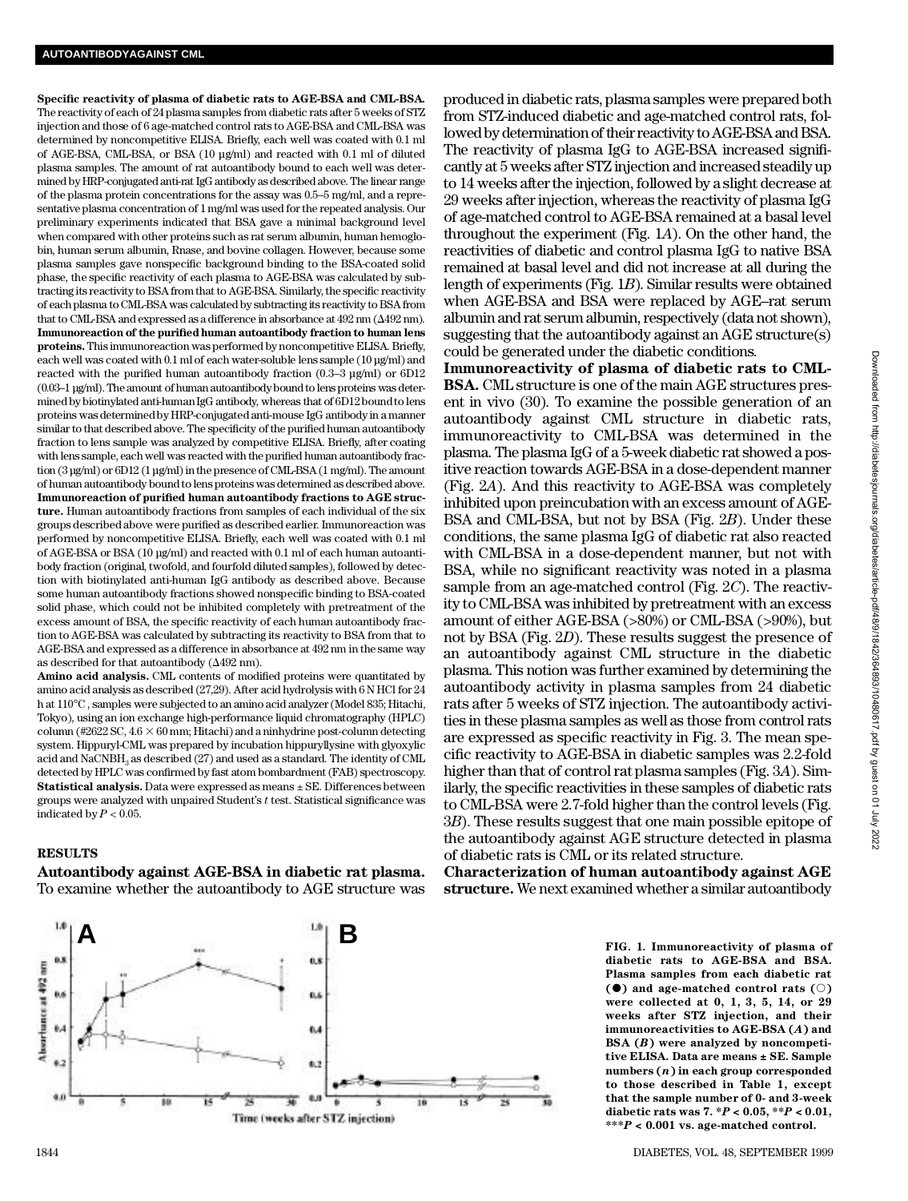**Specific reactivity of plasma of diabetic rats to AGE-BSA and CML-BSA.** The reactivity of each of 24 plasma samples from diabetic rats after 5 weeks of STZ injection and those of 6 age-matched control rats to AGE-BSA and CML-BSA was determined by noncompetitive ELISA. Briefly, each well was coated with 0.1 ml of AGE-BSA, CML-BSA, or BSA (10 µg/ml) and reacted with 0.1 ml of diluted plasma samples. The amount of rat autoantibody bound to each well was determined by HRP-conjugated anti-rat IgG antibody as described above. The linear range of the plasma protein concentrations for the assay was 0.5–5 mg/ml, and a representative plasma concentration of 1 mg/ml was used for the repeated analysis. Our preliminary experiments indicated that BSA gave a minimal background level when compared with other proteins such as rat serum albumin, human hemoglobin, human serum albumin, Rnase, and bovine collagen. However, because some plasma samples gave nonspecific background binding to the BSA-coated solid phase, the specific reactivity of each plasma to AGE-BSA was calculated by subtracting its reactivity to BSA from that to AGE-BSA. Similarly, the specific reactivity of each plasma to CML-BSA was calculated by subtracting its reactivity to BSA from that to CML-BSA and expressed as a difference in absorbance at 492 nm (Δ492 nm).

**Immunoreaction of the purified human autoantibody fraction to human lens proteins.** This immunoreaction was performed by noncompetitive ELISA. Briefly, each well was coated with 0.1 ml of each water-soluble lens sample (10 µg/ml) and reacted with the purified human autoantibody fraction (0.3–3 µg/ml) or 6D12 (0.03–1 µg/ml). The amount of human autoantibody bound to lens proteins was determined by biotinylated anti-human IgG antibody, whereas that of 6D12 bound to lens proteins was determined by HRP-conjugated anti-mouse IgG antibody in a manner similar to that described above. The specificity of the purified human autoantibody fraction to lens sample was analyzed by competitive ELISA. Briefly, after coating with lens sample, each well was reacted with the purified human autoantibody fraction (3 µg/ml) or 6D12 (1 µg/ml) in the presence of CML-BSA (1 mg/ml). The amount of human autoantibody bound to lens proteins was determined as described above.

**Immunoreaction of purified human autoantibody fractions to AGE structure.** Human autoantibody fractions from samples of each individual of the six groups described above were purified as described earlier. Immunoreaction was performed by noncompetitive ELISA. Briefly, each well was coated with 0.1 ml of AGE-BSA or BSA (10 µg/ml) and reacted with 0.1 ml of each human autoantibody fraction (original, twofold, and fourfold diluted samples), followed by detection with biotinylated anti-human IgG antibody as described above. Because some human autoantibody fractions showed nonspecific binding to BSA-coated solid phase, which could not be inhibited completely with pretreatment of the excess amount of BSA, the specific reactivity of each human autoantibody fraction to AGE-BSA was calculated by subtracting its reactivity to BSA from that to AGE-BSA and expressed as a difference in absorbance at 492 nm in the same way as described for that autoantibody (Δ492 nm).

**Amino acid analysis.** CML contents of modified proteins were quantitated by amino acid analysis as described (27,29). After acid hydrolysis with 6 N HCl for 24 h at 110°C, samples were subjected to an amino acid analyzer (Model 835; Hitachi, Tokyo), using an ion exchange high-performance liquid chromatography (HPLC) column (#2622 SC, 4.6 × 60 mm; Hitachi) and a ninhydrine post-column detecting system. Hippuryl-CML was prepared by incubation hippuryllysine with glyoxylic acid and $NaCNBH_3$ as described (27) and used as a standard. The identity of CML detected by HPLC was confirmed by fast atom bombardment (FAB) spectroscopy.

**Statistical analysis.** Data were expressed as means ± SE. Differences between groups were analyzed with unpaired Student's *t* test. Statistical significance was indicated by $P < 0.05$.

## RESULTS

**Autoantibody against AGE-BSA in diabetic rat plasma.** To examine whether the autoantibody to AGE structure was produced in diabetic rats, plasma samples were prepared both from STZ-induced diabetic and age-matched control rats, followed by determination of their reactivity to AGE-BSA and BSA. The reactivity of plasma IgG to AGE-BSA increased significantly at 5 weeks after STZ injection and increased steadily up to 14 weeks after the injection, followed by a slight decrease at 29 weeks after injection, whereas the reactivity of plasma IgG of age-matched control to AGE-BSA remained at a basal level throughout the experiment (Fig. 1*A*). On the other hand, the reactivities of diabetic and control plasma IgG to native BSA remained at basal level and did not increase at all during the length of experiments (Fig. 1*B*). Similar results were obtained when AGE-BSA and BSA were replaced by AGE–rat serum albumin and rat serum albumin, respectively (data not shown), suggesting that the autoantibody against an AGE structure(s) could be generated under the diabetic conditions.

**Immunoreactivity of plasma of diabetic rats to CML-BSA.** CML structure is one of the main AGE structures present in vivo (30). To examine the possible generation of an autoantibody against CML structure in diabetic rats, immunoreactivity to CML-BSA was determined in the plasma. The plasma IgG of a 5-week diabetic rat showed a positive reaction towards AGE-BSA in a dose-dependent manner (Fig. 2*A*). And this reactivity to AGE-BSA was completely inhibited upon preincubation with an excess amount of AGE-BSA and CML-BSA, but not by BSA (Fig. 2*B*). Under these conditions, the same plasma IgG of diabetic rat also reacted with CML-BSA in a dose-dependent manner, but not with BSA, while no significant reactivity was noted in a plasma sample from an age-matched control (Fig. 2*C*). The reactivity to CML-BSA was inhibited by pretreatment with an excess amount of either AGE-BSA (>80%) or CML-BSA (>90%), but not by BSA (Fig. 2*D*). These results suggest the presence of an autoantibody against CML structure in the diabetic plasma. This notion was further examined by determining the autoantibody activity in plasma samples from 24 diabetic rats after 5 weeks of STZ injection. The autoantibody activities in these plasma samples as well as those from control rats are expressed as specific reactivity in Fig. 3. The mean specific reactivity to AGE-BSA in diabetic samples was 2.2-fold higher than that of control rat plasma samples (Fig. 3*A*). Similarly, the specific reactivities in these samples of diabetic rats to CML-BSA were 2.7-fold higher than the control levels (Fig. 3*B*). These results suggest that one main possible epitope of the autoantibody against AGE structure detected in plasma of diabetic rats is CML or its related structure.

**Characterization of human autoantibody against AGE structure.** We next examined whether a similar autoantibody

FIG. 1. Immunoreactivity of plasma of diabetic rats to AGE-BSA and BSA. Plasma samples from each diabetic rat (●) and age-matched control rats (○) were collected at 0, 1, 3, 5, 14, or 29 weeks after STZ injection, and their immunoreactivities to AGE-BSA (*A*) and BSA (*B*) were analyzed by noncompetitive ELISA. Data are means ± SE. Sample numbers (*n*) in each group corresponded to those described in Table 1, except that the sample number of 0- and 3-week diabetic rats was 7. *$P < 0.05$, **$P < 0.01$, ***$P < 0.001$ vs. age-matched control.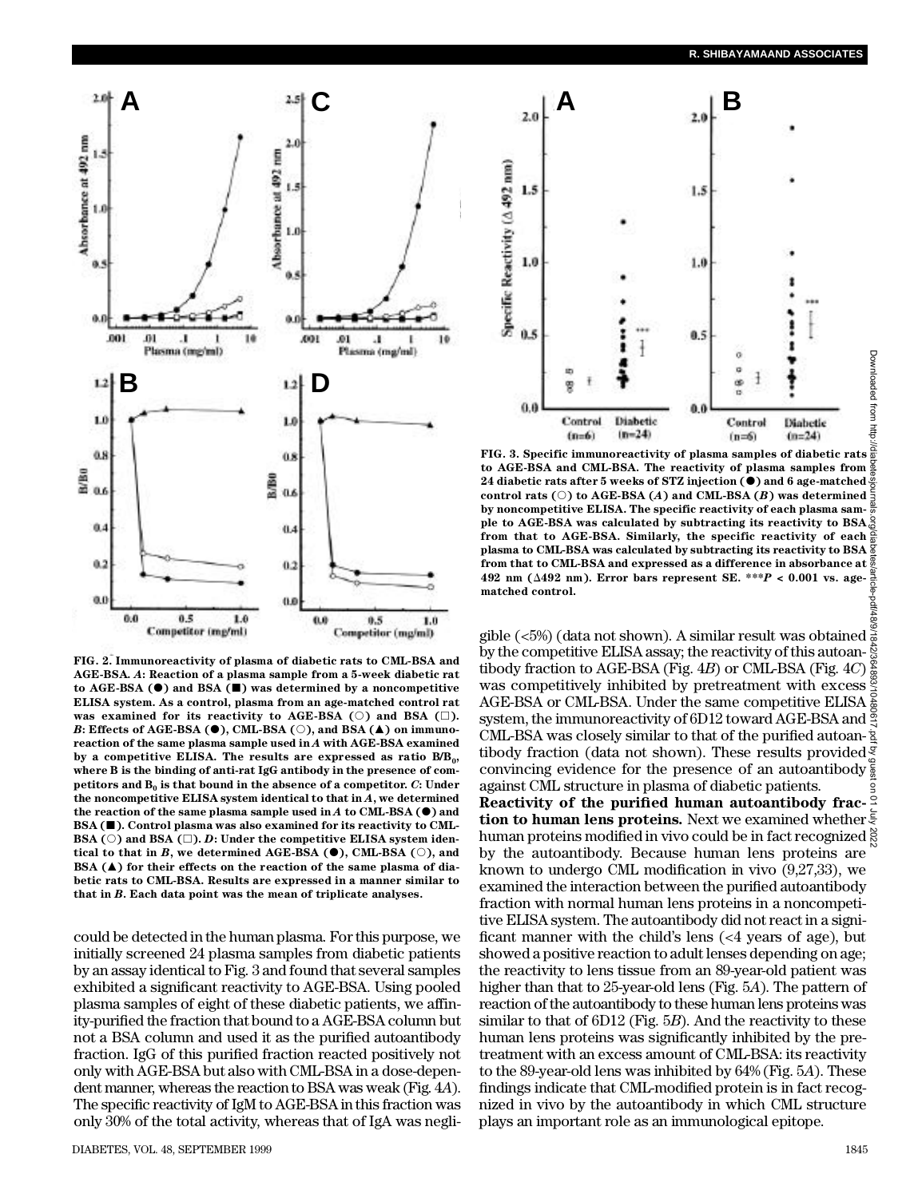FIG. 2. Immunoreactivity of plasma of diabetic rats to CML-BSA and AGE-BSA. *A*: Reaction of a plasma sample from a 5-week diabetic rat to AGE-BSA (●) and BSA (■) was determined by a noncompetitive ELISA system. As a control, plasma from an age-matched control rat was examined for its reactivity to AGE-BSA (○) and BSA (□). *B*: Effects of AGE-BSA (●), CML-BSA (○), and BSA (▲) on immunoreaction of the same plasma sample used in *A* with AGE-BSA examined by a competitive ELISA. The results are expressed as ratio $B/B_0$, where B is the binding of anti-rat IgG antibody in the presence of competitors and $B_0$ is that bound in the absence of a competitor. *C*: Under the noncompetitive ELISA system identical to that in *A*, we determined the reaction of the same plasma sample used in *A* to CML-BSA (●) and BSA (■). Control plasma was also examined for its reactivity to CML-BSA (○) and BSA (□). *D*: Under the competitive ELISA system identical to that in *B*, we determined AGE-BSA (●), CML-BSA (○), and BSA (▲) for their effects on the reaction of the same plasma of diabetic rats to CML-BSA. Results are expressed in a manner similar to that in *B*. Each data point was the mean of triplicate analyses.

FIG. 3. Specific immunoreactivity of plasma samples of diabetic rats to AGE-BSA and CML-BSA. The reactivity of plasma samples from 24 diabetic rats after 5 weeks of STZ injection (●) and 6 age-matched control rats (○) to AGE-BSA (*A*) and CML-BSA (*B*) was determined by noncompetitive ELISA. The specific reactivity of each plasma sample to AGE-BSA was calculated by subtracting its reactivity to BSA from that to AGE-BSA. Similarly, the specific reactivity of each plasma to CML-BSA was calculated by subtracting its reactivity to BSA from that to CML-BSA and expressed as a difference in absorbance at 492 nm (Δ492 nm). Error bars represent SE. ***$P$ < 0.001 vs. age-matched control.

could be detected in the human plasma. For this purpose, we initially screened 24 plasma samples from diabetic patients by an assay identical to Fig. 3 and found that several samples exhibited a significant reactivity to AGE-BSA. Using pooled plasma samples of eight of these diabetic patients, we affinity-purified the fraction that bound to a AGE-BSA column but not a BSA column and used it as the purified autoantibody fraction. IgG of this purified fraction reacted positively not only with AGE-BSA but also with CML-BSA in a dose-dependent manner, whereas the reaction to BSA was weak (Fig. 4*A*). The specific reactivity of IgM to AGE-BSA in this fraction was only 30% of the total activity, whereas that of IgA was negligible (<5%) (data not shown). A similar result was obtained by the competitive ELISA assay; the reactivity of this autoantibody fraction to AGE-BSA (Fig. 4*B*) or CML-BSA (Fig. 4*C*) was competitively inhibited by pretreatment with excess AGE-BSA or CML-BSA. Under the same competitive ELISA system, the immunoreactivity of 6D12 toward AGE-BSA and CML-BSA was closely similar to that of the purified autoantibody fraction (data not shown). These results provided convincing evidence for the presence of an autoantibody against CML structure in plasma of diabetic patients.

**Reactivity of the purified human autoantibody fraction to human lens proteins.** Next we examined whether human proteins modified in vivo could be in fact recognized by the autoantibody. Because human lens proteins are known to undergo CML modification in vivo (9,27,33), we examined the interaction between the purified autoantibody fraction with normal human lens proteins in a noncompetitive ELISA system. The autoantibody did not react in a significant manner with the child's lens (<4 years of age), but showed a positive reaction to adult lenses depending on age; the reactivity to lens tissue from an 89-year-old patient was higher than that to 25-year-old lens (Fig. 5*A*). The pattern of reaction of the autoantibody to these human lens proteins was similar to that of 6D12 (Fig. 5*B*). And the reactivity to these human lens proteins was significantly inhibited by the pretreatment with an excess amount of CML-BSA: its reactivity to the 89-year-old lens was inhibited by 64% (Fig. 5*A*). These findings indicate that CML-modified protein is in fact recognized in vivo by the autoantibody in which CML structure plays an important role as an immunological epitope.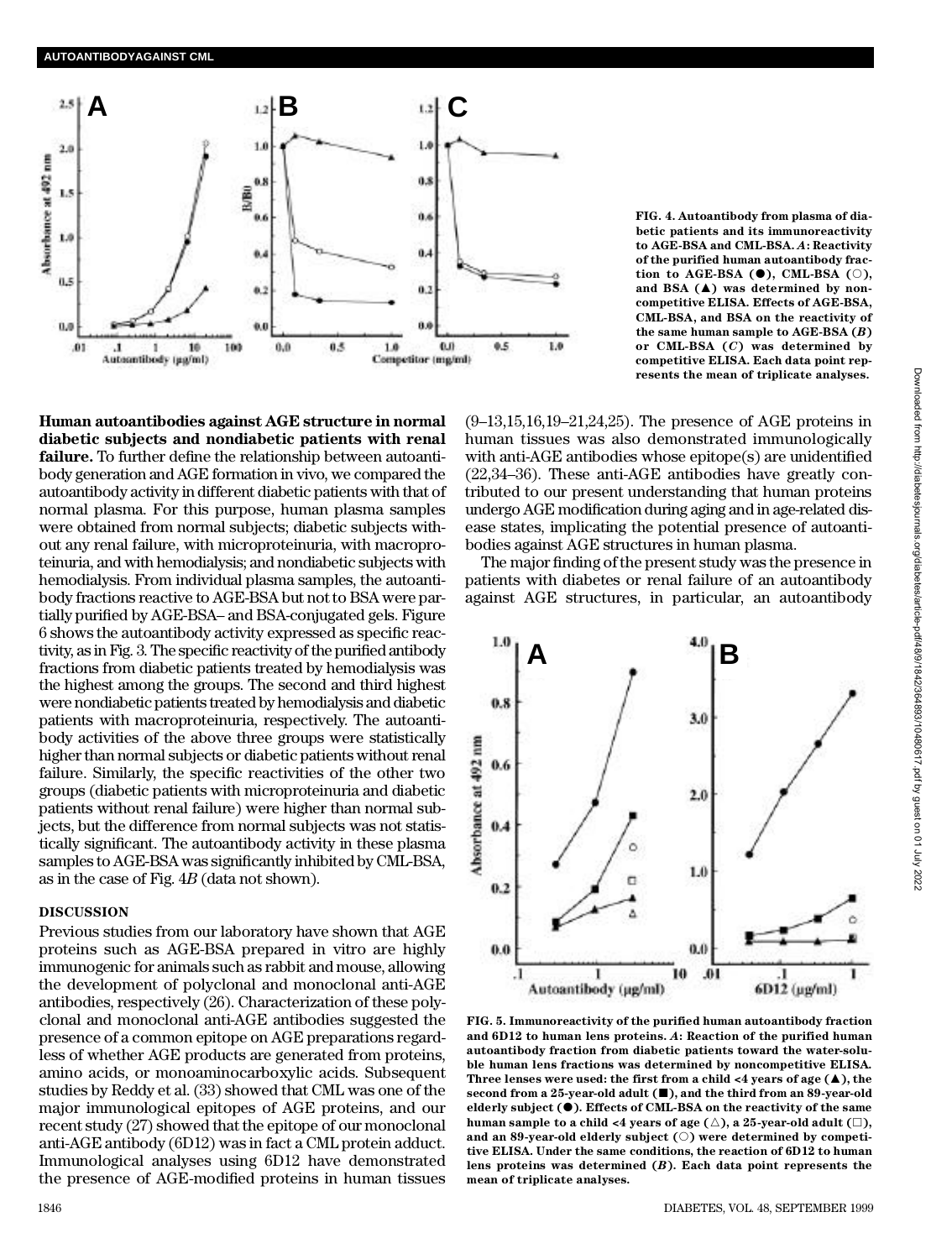FIG. 4. Autoantibody from plasma of diabetic patients and its immunoreactivity to AGE-BSA and CML-BSA. *A*: Reactivity of the purified human autoantibody fraction to AGE-BSA (●), CML-BSA (○), and BSA (▲) was determined by noncompetitive ELISA. Effects of AGE-BSA, CML-BSA, and BSA on the reactivity of the same human sample to AGE-BSA (*B*) or CML-BSA (*C*) was determined by competitive ELISA. Each data point represents the mean of triplicate analyses.

**Human autoantibodies against AGE structure in normal diabetic subjects and nondiabetic patients with renal failure.** To further define the relationship between autoantibody generation and AGE formation in vivo, we compared the autoantibody activity in different diabetic patients with that of normal plasma. For this purpose, human plasma samples were obtained from normal subjects; diabetic subjects without any renal failure, with microproteinuria, with macroproteinuria, and with hemodialysis; and nondiabetic subjects with hemodialysis. From individual plasma samples, the autoantibody fractions reactive to AGE-BSA but not to BSA were partially purified by AGE-BSA– and BSA-conjugated gels. Figure 6 shows the autoantibody activity expressed as specific reactivity, as in Fig. 3. The specific reactivity of the purified antibody fractions from diabetic patients treated by hemodialysis was the highest among the groups. The second and third highest were nondiabetic patients treated by hemodialysis and diabetic patients with macroproteinuria, respectively. The autoantibody activities of the above three groups were statistically higher than normal subjects or diabetic patients without renal failure. Similarly, the specific reactivities of the other two groups (diabetic patients with microproteinuria and diabetic patients without renal failure) were higher than normal subjects, but the difference from normal subjects was not statistically significant. The autoantibody activity in these plasma samples to AGE-BSA was significantly inhibited by CML-BSA, as in the case of Fig. 4*B* (data not shown).

## DISCUSSION

Previous studies from our laboratory have shown that AGE proteins such as AGE-BSA prepared in vitro are highly immunogenic for animals such as rabbit and mouse, allowing the development of polyclonal and monoclonal anti-AGE antibodies, respectively (26). Characterization of these polyclonal and monoclonal anti-AGE antibodies suggested the presence of a common epitope on AGE preparations regardless of whether AGE products are generated from proteins, amino acids, or monoaminocarboxylic acids. Subsequent studies by Reddy et al. (33) showed that CML was one of the major immunological epitopes of AGE proteins, and our recent study (27) showed that the epitope of our monoclonal anti-AGE antibody (6D12) was in fact a CML protein adduct. Immunological analyses using 6D12 have demonstrated the presence of AGE-modified proteins in human tissues (9–13,15,16,19–21,24,25). The presence of AGE proteins in human tissues was also demonstrated immunologically with anti-AGE antibodies whose epitope(s) are unidentified (22,34–36). These anti-AGE antibodies have greatly contributed to our present understanding that human proteins undergo AGE modification during aging and in age-related disease states, implicating the potential presence of autoantibodies against AGE structures in human plasma.

The major finding of the present study was the presence in patients with diabetes or renal failure of an autoantibody against AGE structures, in particular, an autoantibody

FIG. 5. Immunoreactivity of the purified human autoantibody fraction and 6D12 to human lens proteins. *A*: Reaction of the purified human autoantibody fraction from diabetic patients toward the water-soluble human lens fractions was determined by noncompetitive ELISA. Three lenses were used: the first from a child <4 years of age (▲), the second from a 25-year-old adult (■), and the third from an 89-year-old elderly subject (●). Effects of CML-BSA on the reactivity of the same human sample to a child <4 years of age (△), a 25-year-old adult (□), and an 89-year-old elderly subject (○) were determined by competitive ELISA. Under the same conditions, the reaction of 6D12 to human lens proteins was determined (*B*). Each data point represents the mean of triplicate analyses.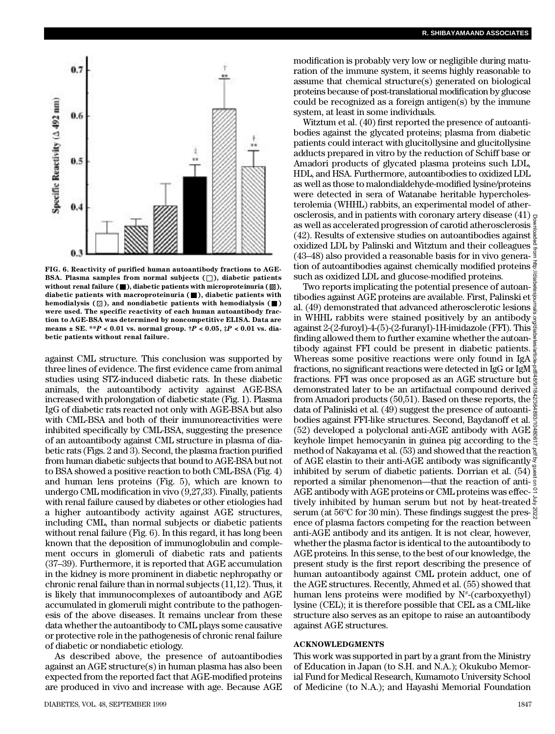FIG. 6. Reactivity of purified human autoantibody fractions to AGE-BSA. Plasma samples from normal subjects (□), diabetic patients without renal failure (■), diabetic patients with microproteinuria (▨), diabetic patients with macroproteinuria (■), diabetic patients with hemodialysis (▨), and nondiabetic patients with hemodialysis (■) were used. The specific reactivity of each human autoantibody fraction to AGE-BSA was determined by noncompetitive ELISA. Data are means ± SE. $**P < 0.01$ vs. normal group. $†P < 0.05$, $‡P < 0.01$ vs. diabetic patients without renal failure.

against CML structure. This conclusion was supported by three lines of evidence. The first evidence came from animal studies using STZ-induced diabetic rats. In these diabetic animals, the autoantibody activity against AGE-BSA increased with prolongation of diabetic state (Fig. 1). Plasma IgG of diabetic rats reacted not only with AGE-BSA but also with CML-BSA and both of their immunoreactivities were inhibited specifically by CML-BSA, suggesting the presence of an autoantibody against CML structure in plasma of diabetic rats (Figs. 2 and 3). Second, the plasma fraction purified from human diabetic subjects that bound to AGE-BSA but not to BSA showed a positive reaction to both CML-BSA (Fig. 4) and human lens proteins (Fig. 5), which are known to undergo CML modification in vivo (9,27,33). Finally, patients with renal failure caused by diabetes or other etiologies had a higher autoantibody activity against AGE structures, including CML, than normal subjects or diabetic patients without renal failure (Fig. 6). In this regard, it has long been known that the deposition of immunoglobulin and complement occurs in glomeruli of diabetic rats and patients (37–39). Furthermore, it is reported that AGE accumulation in the kidney is more prominent in diabetic nephropathy or chronic renal failure than in normal subjects (11,12). Thus, it is likely that immunocomplexes of autoantibody and AGE accumulated in glomeruli might contribute to the pathogenesis of the above diseases. It remains unclear from these data whether the autoantibody to CML plays some causative or protective role in the pathogenesis of chronic renal failure of diabetic or nondiabetic etiology.

As described above, the presence of autoantibodies against an AGE structure(s) in human plasma has also been expected from the reported fact that AGE-modified proteins are produced in vivo and increase with age. Because AGE modification is probably very low or negligible during maturation of the immune system, it seems highly reasonable to assume that chemical structure(s) generated on biological proteins because of post-translational modification by glucose could be recognized as a foreign antigen(s) by the immune system, at least in some individuals.

Witztum et al. (40) first reported the presence of autoantibodies against the glycated proteins; plasma from diabetic patients could interact with glucitollysine and glucitollysine adducts prepared in vitro by the reduction of Schiff base or Amadori products of glycated plasma proteins such LDL, HDL, and HSA. Furthermore, autoantibodies to oxidized LDL as well as those to malondialdehyde-modified lysine/proteins were detected in sera of Watanabe heritable hypercholesterolemia (WHHL) rabbits, an experimental model of atherosclerosis, and in patients with coronary artery disease (41) as well as accelerated progression of carotid atherosclerosis (42). Results of extensive studies on autoantibodies against oxidized LDL by Palinski and Witztum and their colleagues (43–48) also provided a reasonable basis for in vivo generation of autoantibodies against chemically modified proteins such as oxidized LDL and glucose-modified proteins.

Two reports implicating the potential presence of autoantibodies against AGE proteins are available. First, Palinski et al. (49) demonstrated that advanced atherosclerotic lesions in WHHL rabbits were stained positively by an antibody against 2-(2-furoyl)-4-(5)-(2-furanyl)-1H-imidazole (FFI). This finding allowed them to further examine whether the autoantibody against FFI could be present in diabetic patients. Whereas some positive reactions were only found in IgA fractions, no significant reactions were detected in IgG or IgM fractions. FFI was once proposed as an AGE structure but demonstrated later to be an artifactual compound derived from Amadori products (50,51). Based on these reports, the data of Paliniski et al. (49) suggest the presence of autoantibodies against FFI-like structures. Second, Baydanoff et al. (52) developed a polyclonal anti-AGE antibody with AGE keyhole limpet hemocyanin in guinea pig according to the method of Nakayama et al. (53) and showed that the reaction of AGE elastin to their anti-AGE antibody was significantly inhibited by serum of diabetic patients. Dorrian et al. (54) reported a similar phenomenon—that the reaction of anti-AGE antibody with AGE proteins or CML proteins was effectively inhibited by human serum but not by heat-treated serum (at 56°C for 30 min). These findings suggest the presence of plasma factors competing for the reaction between anti-AGE antibody and its antigen. It is not clear, however, whether the plasma factor is identical to the autoantibody to AGE proteins. In this sense, to the best of our knowledge, the present study is the first report describing the presence of human autoantibody against CML protein adduct, one of the AGE structures. Recently, Ahmed et al. (55) showed that human lens proteins were modified by $N^{\varepsilon}$-(carboxyethyl) lysine (CEL); it is therefore possible that CEL as a CML-like structure also serves as an epitope to raise an autoantibody against AGE structures.

## ACKNOWLEDGMENTS

This work was supported in part by a grant from the Ministry of Education in Japan (to S.H. and N.A.); Okukubo Memorial Fund for Medical Research, Kumamoto University School of Medicine (to N.A.); and Hayashi Memorial Foundation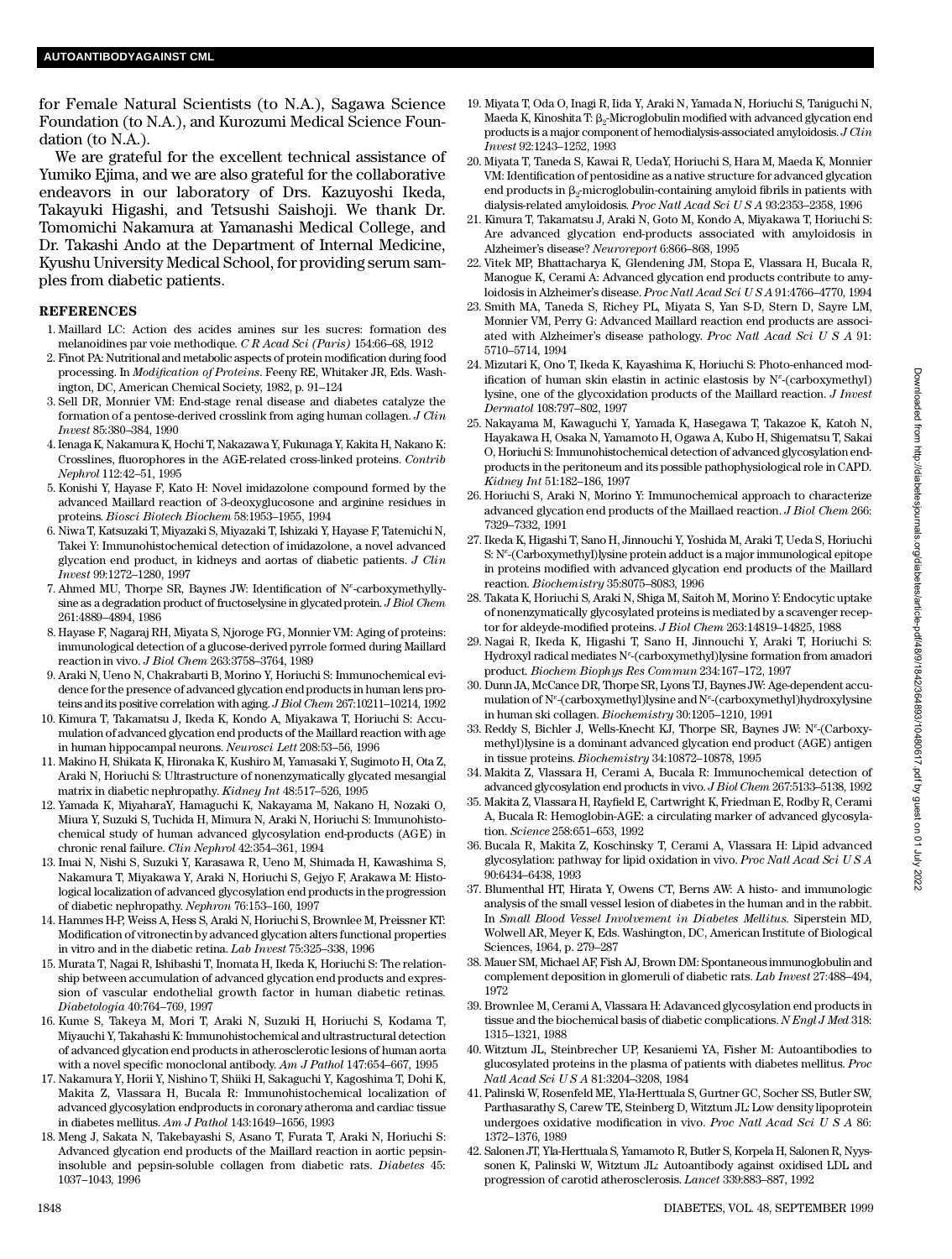for Female Natural Scientists (to N.A.), Sagawa Science Foundation (to N.A.), and Kurozumi Medical Science Foundation (to N.A.).

We are grateful for the excellent technical assistance of Yumiko Ejima, and we are also grateful for the collaborative endeavors in our laboratory of Drs. Kazuyoshi Ikeda, Takayuki Higashi, and Tetsushi Saishoji. We thank Dr. Tomomichi Nakamura at Yamanashi Medical College, and Dr. Takashi Ando at the Department of Internal Medicine, Kyushu University Medical School, for providing serum samples from diabetic patients.

## REFERENCES

1. Maillard LC: Action des acides amines sur les sucres: formation des melanoidines par voie methodique. *C R Acad Sci (Paris)* 154:66–68, 1912
2. Finot PA: Nutritional and metabolic aspects of protein modification during food processing. In *Modification of Proteins*. Feeny RE, Whitaker JR, Eds. Washington, DC, American Chemical Society, 1982, p. 91–124
3. Sell DR, Monnier VM: End-stage renal disease and diabetes catalyze the formation of a pentose-derived crosslink from aging human collagen. *J Clin Invest* 85:380–384, 1990
4. Ienaga K, Nakamura K, Hochi T, Nakazawa Y, Fukunaga Y, Kakita H, Nakano K: Crosslines, fluorophores in the AGE-related cross-linked proteins. *Contrib Nephrol* 112:42–51, 1995
5. Konishi Y, Hayase F, Kato H: Novel imidazolone compound formed by the advanced Maillard reaction of 3-deoxyglucosone and arginine residues in proteins. *Biosci Biotech Biochem* 58:1953–1955, 1994
6. Niwa T, Katsuzaki T, Miyazaki S, Miyazaki T, Ishizaki Y, Hayase F, Tatemichi N, Takei Y: Immunohistochemical detection of imidazolone, a novel advanced glycation end product, in kidneys and aortas of diabetic patients. *J Clin Invest* 99:1272–1280, 1997
7. Ahmed MU, Thorpe SR, Baynes JW: Identification of $N^{\varepsilon}$-carboxymethyllysine as a degradation product of fructoselysine in glycated protein. *J Biol Chem* 261:4889–4894, 1986
8. Hayase F, Nagaraj RH, Miyata S, Njoroge FG, Monnier VM: Aging of proteins: immunological detection of a glucose-derived pyrrole formed during Maillard reaction in vivo. *J Biol Chem* 263:3758–3764, 1989
9. Araki N, Ueno N, Chakrabarti B, Morino Y, Horiuchi S: Immunochemical evidence for the presence of advanced glycation end products in human lens proteins and its positive correlation with aging. *J Biol Chem* 267:10211–10214, 1992
10. Kimura T, Takamatsu J, Ikeda K, Kondo A, Miyakawa T, Horiuchi S: Accumulation of advanced glycation end products of the Maillard reaction with age in human hippocampal neurons. *Neurosci Lett* 208:53–56, 1996
11. Makino H, Shikata K, Hironaka K, Kushiro M, Yamasaki Y, Sugimoto H, Ota Z, Araki N, Horiuchi S: Ultrastructure of nonenzymatically glycated mesangial matrix in diabetic nephropathy. *Kidney Int* 48:517–526, 1995
12. Yamada K, MiyaharaY, Hamaguchi K, Nakayama M, Nakano H, Nozaki O, Miura Y, Suzuki S, Tuchida H, Mimura N, Araki N, Horiuchi S: Immunohistochemical study of human advanced glycosylation end-products (AGE) in chronic renal failure. *Clin Nephrol* 42:354–361, 1994
13. Imai N, Nishi S, Suzuki Y, Karasawa R, Ueno M, Shimada H, Kawashima S, Nakamura T, Miyakawa Y, Araki N, Horiuchi S, Gejyo F, Arakawa M: Histological localization of advanced glycosylation end products in the progression of diabetic nephropathy. *Nephron* 76:153–160, 1997
14. Hammes H-P, Weiss A, Hess S, Araki N, Horiuchi S, Brownlee M, Preissner KT: Modification of vitronectin by advanced glycation alters functional properties in vitro and in the diabetic retina. *Lab Invest* 75:325–338, 1996
15. Murata T, Nagai R, Ishibashi T, Inomata H, Ikeda K, Horiuchi S: The relationship between accumulation of advanced glycation end products and expression of vascular endothelial growth factor in human diabetic retinas. *Diabetologia* 40:764–769, 1997
16. Kume S, Takeya M, Mori T, Araki N, Suzuki H, Horiuchi S, Kodama T, Miyauchi Y, Takahashi K: Immunohistochemical and ultrastructural detection of advanced glycation end products in atherosclerotic lesions of human aorta with a novel specific monoclonal antibody. *Am J Pathol* 147:654–667, 1995
17. Nakamura Y, Horii Y, Nishino T, Shiiki H, Sakaguchi Y, Kagoshima T, Dohi K, Makita Z, Vlassara H, Bucala R: Immunohistochemical localization of advanced glycosylation endproducts in coronary atheroma and cardiac tissue in diabetes mellitus. *Am J Pathol* 143:1649–1656, 1993
18. Meng J, Sakata N, Takebayashi S, Asano T, Furata T, Araki N, Horiuchi S: Advanced glycation end products of the Maillard reaction in aortic pepsin-insoluble and pepsin-soluble collagen from diabetic rats. *Diabetes* 45: 1037–1043, 1996
19. Miyata T, Oda O, Inagi R, Iida Y, Araki N, Yamada N, Horiuchi S, Taniguchi N, Maeda K, Kinoshita T: $\beta_2$-Microglobulin modified with advanced glycation end products is a major component of hemodialysis-associated amyloidosis. *J Clin Invest* 92:1243–1252, 1993
20. Miyata T, Taneda S, Kawai R, UedaY, Horiuchi S, Hara M, Maeda K, Monnier VM: Identification of pentosidine as a native structure for advanced glycation end products in $\beta_2$-microglobulin-containing amyloid fibrils in patients with dialysis-related amyloidosis. *Proc Natl Acad Sci U S A* 93:2353–2358, 1996
21. Kimura T, Takamatsu J, Araki N, Goto M, Kondo A, Miyakawa T, Horiuchi S: Are advanced glycation end-products associated with amyloidosis in Alzheimer's disease? *Neuroreport* 6:866–868, 1995
22. Vitek MP, Bhattacharya K, Glendening JM, Stopa E, Vlassara H, Bucala R, Manogue K, Cerami A: Advanced glycation end products contribute to amyloidosis in Alzheimer's disease. *Proc Natl Acad Sci U S A* 91:4766–4770, 1994
23. Smith MA, Taneda S, Richey PL, Miyata S, Yan S-D, Stern D, Sayre LM, Monnier VM, Perry G: Advanced Maillard reaction end products are associated with Alzheimer's disease pathology. *Proc Natl Acad Sci U S A* 91: 5710–5714, 1994
24. Mizutari K, Ono T, Ikeda K, Kayashima K, Horiuchi S: Photo-enhanced modification of human skin elastin in actinic elastosis by $N^{\varepsilon}$-(carboxymethyl) lysine, one of the glycoxidation products of the Maillard reaction. *J Invest Dermatol* 108:797–802, 1997
25. Nakayama M, Kawaguchi Y, Yamada K, Hasegawa T, Takazoe K, Katoh N, Hayakawa H, Osaka N, Yamamoto H, Ogawa A, Kubo H, Shigematsu T, Sakai O, Horiuchi S: Immunohistochemical detection of advanced glycosylation end-products in the peritoneum and its possible pathophysiological role in CAPD. *Kidney Int* 51:182–186, 1997
26. Horiuchi S, Araki N, Morino Y: Immunochemical approach to characterize advanced glycation end products of the Maillaed reaction. *J Biol Chem* 266: 7329–7332, 1991
27. Ikeda K, Higashi T, Sano H, Jinnouchi Y, Yoshida M, Araki T, Ueda S, Horiuchi S: $N^{\varepsilon}$-(Carboxymethyl)lysine protein adduct is a major immunological epitope in proteins modified with advanced glycation end products of the Maillard reaction. *Biochemistry* 35:8075–8083, 1996
28. Takata K, Horiuchi S, Araki N, Shiga M, Saitoh M, Morino Y: Endocytic uptake of nonenzymatically glycosylated proteins is mediated by a scavenger receptor for aldeyde-modified proteins. *J Biol Chem* 263:14819–14825, 1988
29. Nagai R, Ikeda K, Higashi T, Sano H, Jinnouchi Y, Araki T, Horiuchi S: Hydroxyl radical mediates $N^{\varepsilon}$-(carboxymethyl)lysine formation from amadori product. *Biochem Biophys Res Commun* 234:167–172, 1997
30. Dunn JA, McCance DR, Thorpe SR, Lyons TJ, Baynes JW: Age-dependent accumulation of $N^{\varepsilon}$-(carboxymethyl)lysine and $N^{\varepsilon}$-(carboxymethyl)hydroxylysine in human ski collagen. *Biochemistry* 30:1205–1210, 1991
33. Reddy S, Bichler J, Wells-Knecht KJ, Thorpe SR, Baynes JW: $N^{\varepsilon}$-(Carboxymethyl)lysine is a dominant advanced glycation end product (AGE) antigen in tissue proteins. *Biochemistry* 34:10872–10878, 1995
34. Makita Z, Vlassara H, Cerami A, Bucala R: Immunochemical detection of advanced glycosylation end products in vivo. *J Biol Chem* 267:5133–5138, 1992
35. Makita Z, Vlassara H, Rayfield E, Cartwright K, Friedman E, Rodby R, Cerami A, Bucala R: Hemoglobin-AGE: a circulating marker of advanced glycosylation. *Science* 258:651–653, 1992
36. Bucala R, Makita Z, Koschinsky T, Cerami A, Vlassara H: Lipid advanced glycosylation: pathway for lipid oxidation in vivo. *Proc Natl Acad Sci U S A* 90:6434–6438, 1993
37. Blumenthal HT, Hirata Y, Owens CT, Berns AW: A histo- and immunologic analysis of the small vessel lesion of diabetes in the human and in the rabbit. In *Small Blood Vessel Involvement in Diabetes Mellitus*. Siperstein MD, Wolwell AR, Meyer K, Eds. Washington, DC, American Institute of Biological Sciences, 1964, p. 279–287
38. Mauer SM, Michael AF, Fish AJ, Brown DM: Spontaneous immunoglobulin and complement deposition in glomeruli of diabetic rats. *Lab Invest* 27:488–494, 1972
39. Brownlee M, Cerami A, Vlassara H: Adavanced glycosylation end products in tissue and the biochemical basis of diabetic complications. *N Engl J Med* 318: 1315–1321, 1988
40. Witztum JL, Steinbrecher UP, Kesaniemi YA, Fisher M: Autoantibodies to glucosylated proteins in the plasma of patients with diabetes mellitus. *Proc Natl Acad Sci U S A* 81:3204–3208, 1984
41. Palinski W, Rosenfeld ME, Yla-Herttuala S, Gurtner GC, Socher SS, Butler SW, Parthasarathy S, Carew TE, Steinberg D, Witztum JL: Low density lipoprotein undergoes oxidative modification in vivo. *Proc Natl Acad Sci U S A* 86: 1372–1376, 1989
42. Salonen JT, Yla-Herttuala S, Yamamoto R, Butler S, Korpela H, Salonen R, Nyyssonen K, Palinski W, Witztum JL: Autoantibody against oxidised LDL and progression of carotid atherosclerosis. *Lancet* 339:883–887, 1992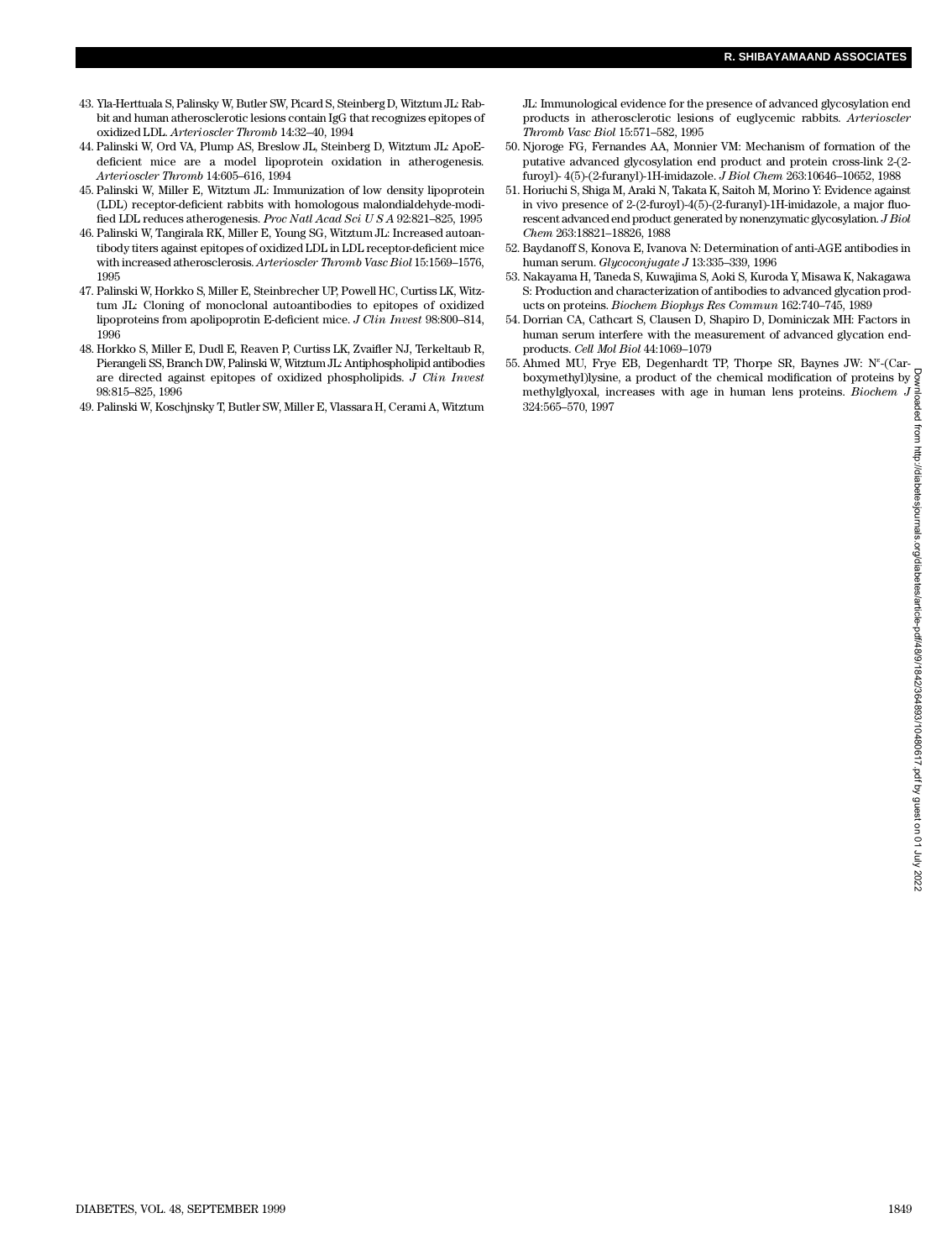43. Yla-Herttuala S, Palinsky W, Butler SW, Picard S, Steinberg D, Witztum JL: Rabbit and human atherosclerotic lesions contain IgG that recognizes epitopes of oxidized LDL. *Arterioscler Thromb* 14:32–40, 1994
44. Palinski W, Ord VA, Plump AS, Breslow JL, Steinberg D, Witztum JL: ApoE-deficient mice are a model lipoprotein oxidation in atherogenesis. *Arterioscler Thromb* 14:605–616, 1994
45. Palinski W, Miller E, Witztum JL: Immunization of low density lipoprotein (LDL) receptor-deficient rabbits with homologous malondialdehyde-modified LDL reduces atherogenesis. *Proc Natl Acad Sci U S A* 92:821–825, 1995
46. Palinski W, Tangirala RK, Miller E, Young SG, Witztum JL: Increased autoantibody titers against epitopes of oxidized LDL in LDL receptor-deficient mice with increased atherosclerosis. *Arterioscler Thromb Vasc Biol* 15:1569–1576, 1995
47. Palinski W, Horkko S, Miller E, Steinbrecher UP, Powell HC, Curtiss LK, Witztum JL: Cloning of monoclonal autoantibodies to epitopes of oxidized lipoproteins from apolipoprotin E-deficient mice. *J Clin Invest* 98:800–814, 1996
48. Horkko S, Miller E, Dudl E, Reaven P, Curtiss LK, Zvaifler NJ, Terkeltaub R, Pierangeli SS, Branch DW, Palinski W, Witztum JL: Antiphospholipid antibodies are directed against epitopes of oxidized phospholipids. *J Clin Invest* 98:815–825, 1996
49. Palinski W, Koschjnsky T, Butler SW, Miller E, Vlassara H, Cerami A, Witztum JL: Immunological evidence for the presence of advanced glycosylation end products in atherosclerotic lesions of euglycemic rabbits. *Arterioscler Thromb Vasc Biol* 15:571–582, 1995
50. Njoroge FG, Fernandes AA, Monnier VM: Mechanism of formation of the putative advanced glycosylation end product and protein cross-link 2-(2-furoyl)- 4(5)-(2-furanyl)-1H-imidazole. *J Biol Chem* 263:10646–10652, 1988
51. Horiuchi S, Shiga M, Araki N, Takata K, Saitoh M, Morino Y: Evidence against in vivo presence of 2-(2-furoyl)-4(5)-(2-furanyl)-1H-imidazole, a major fluorescent advanced end product generated by nonenzymatic glycosylation. *J Biol Chem* 263:18821–18826, 1988
52. Baydanoff S, Konova E, Ivanova N: Determination of anti-AGE antibodies in human serum. *Glycoconjugate J* 13:335–339, 1996
53. Nakayama H, Taneda S, Kuwajima S, Aoki S, Kuroda Y, Misawa K, Nakagawa S: Production and characterization of antibodies to advanced glycation products on proteins. *Biochem Biophys Res Commun* 162:740–745, 1989
54. Dorrian CA, Cathcart S, Clausen D, Shapiro D, Dominiczak MH: Factors in human serum interfere with the measurement of advanced glycation endproducts. *Cell Mol Biol* 44:1069–1079
55. Ahmed MU, Frye EB, Degenhardt TP, Thorpe SR, Baynes JW: $N^{\varepsilon}$-(Carboxymethyl)lysine, a product of the chemical modification of proteins by methylglyoxal, increases with age in human lens proteins. *Biochem J* 324:565–570, 1997